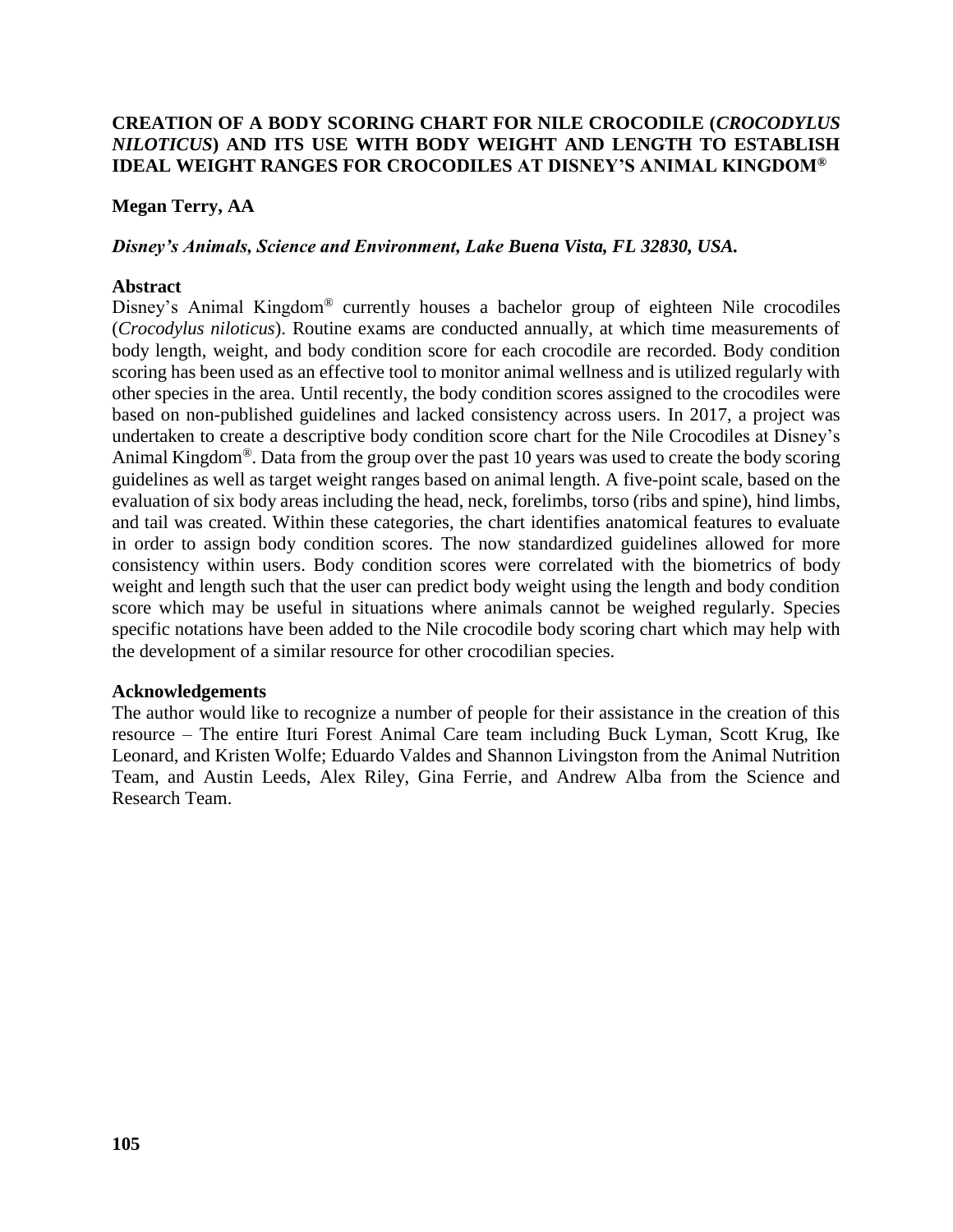# CREATION OF A BODY SCORING CHART FOR NILE CROCODILE (*CROCODYLUS NILOTICUS*) AND ITS USE WITH BODY WEIGHT AND LENGTH TO ESTABLISH IDEAL WEIGHT RANGES FOR CROCODILES AT DISNEY'S ANIMAL KINGDOM®

**Megan Terry, AA**

***Disney's Animals, Science and Environment, Lake Buena Vista, FL 32830, USA.***

## Abstract

Disney's Animal Kingdom® currently houses a bachelor group of eighteen Nile crocodiles (*Crocodylus niloticus*). Routine exams are conducted annually, at which time measurements of body length, weight, and body condition score for each crocodile are recorded. Body condition scoring has been used as an effective tool to monitor animal wellness and is utilized regularly with other species in the area. Until recently, the body condition scores assigned to the crocodiles were based on non-published guidelines and lacked consistency across users. In 2017, a project was undertaken to create a descriptive body condition score chart for the Nile Crocodiles at Disney's Animal Kingdom®. Data from the group over the past 10 years was used to create the body scoring guidelines as well as target weight ranges based on animal length. A five-point scale, based on the evaluation of six body areas including the head, neck, forelimbs, torso (ribs and spine), hind limbs, and tail was created. Within these categories, the chart identifies anatomical features to evaluate in order to assign body condition scores. The now standardized guidelines allowed for more consistency within users. Body condition scores were correlated with the biometrics of body weight and length such that the user can predict body weight using the length and body condition score which may be useful in situations where animals cannot be weighed regularly. Species specific notations have been added to the Nile crocodile body scoring chart which may help with the development of a similar resource for other crocodilian species.

## Acknowledgements

The author would like to recognize a number of people for their assistance in the creation of this resource – The entire Ituri Forest Animal Care team including Buck Lyman, Scott Krug, Ike Leonard, and Kristen Wolfe; Eduardo Valdes and Shannon Livingston from the Animal Nutrition Team, and Austin Leeds, Alex Riley, Gina Ferrie, and Andrew Alba from the Science and Research Team.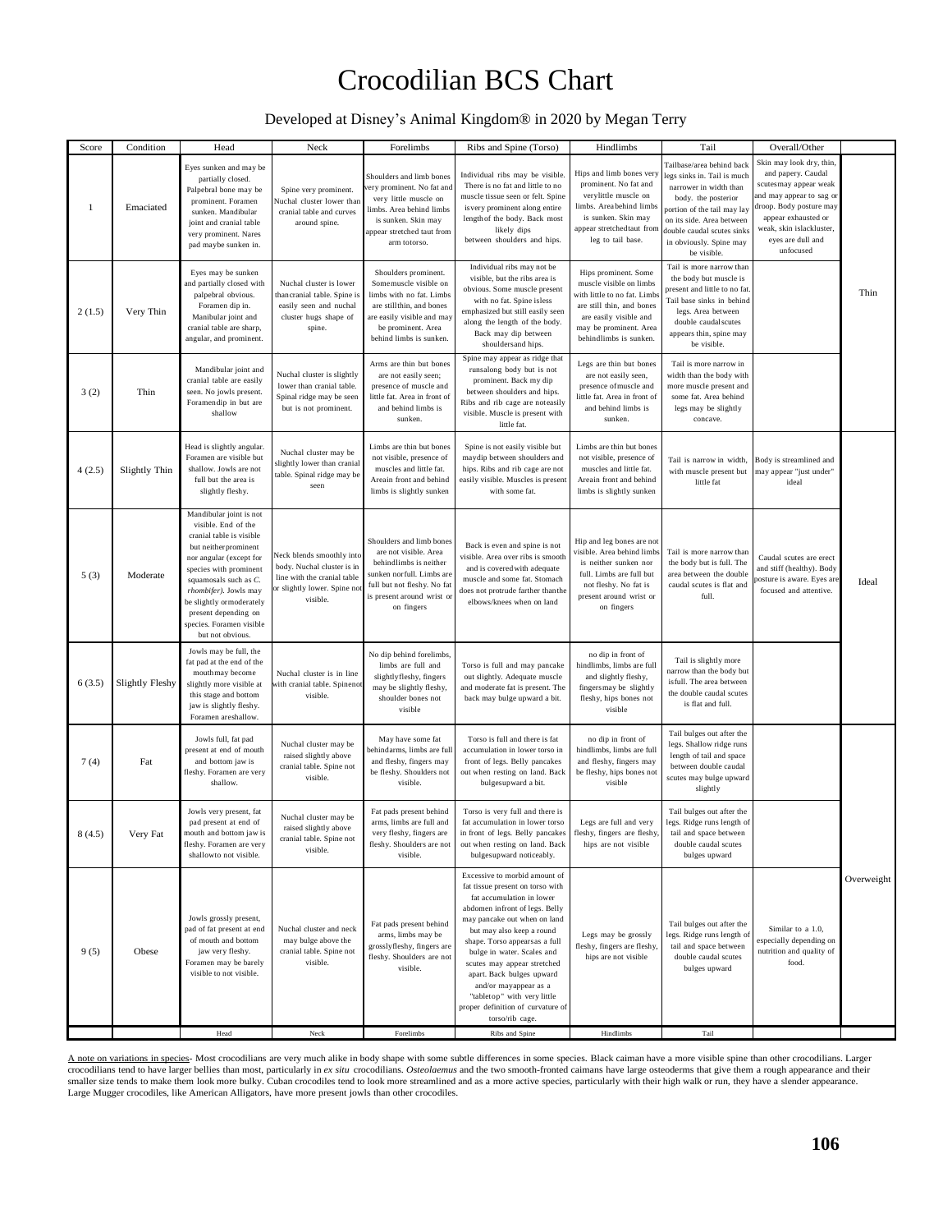# Crocodilian BCS Chart

Developed at Disney's Animal Kingdom® in 2020 by Megan Terry

| Score | Condition | Head | Neck | Forelimbs | Ribs and Spine (Torso) | Hindlimbs | Tail | Overall/Other | |
|---|---|---|---|---|---|---|---|---|---|
| 1 | Emaciated | Eyes sunken and may be partially closed. Palpebral bone may be prominent. Foramen sunken. Mandibular joint and cranial table very prominent. Nares pad maybe sunken in. | Spine very prominent. Nuchal cluster lower than cranial table and curves around spine. | Shoulders and limb bones very prominent. No fat and very little muscle on limbs. Area behind limbs is sunken. Skin may appear stretched taut from arm totorso. | Individual ribs may be visible. There is no fat and little to no muscle tissue seen or felt. Spine isvery prominent along entire lengthof the body. Back most likely dips between shoulders and hips. | Hips and limb bones very prominent. No fat and verylittle muscle on limbs. Areabehind limbs is sunken. Skin may appear stretchedtaut from leg to tail base. | Tailbase/area behind back legs sinks in. Tail is much narrower in width than body. the posterior portion of the tail may lay on its side. Area between double caudal scutes sinks in obviously. Spine may be visible. | Skin may look dry, thin, and papery. Caudal scutesmay appear weak and may appear to sag or droop. Body posture may appear exhausted or weak, skin lacksluster, eyes are dull and unfocused | Thin |
| 2 (1.5) | Very Thin | Eyes may be sunken and partially closed with palpebral obvious. Foramen dip in. Manibular joint and cranial table are sharp, angular, and prominent. | Nuchal cluster is lower thancranial table. Spine is easily seen and nuchal cluster hugs shape of spine. | Shoulders prominent. Somemuscle visible on limbs with no fat. Limbs are stillthin, and bones are easily visible and may be prominent. Area behind limbs is sunken. | Individual ribs may not be visible, but the ribs area is obvious. Some muscle present with no fat. Spine isless emphasized but still easily seen along the length of the body. Back may dip between shouldersand hips. | Hips prominent. Some muscle visible on limbs with little to no fat. Limbs are still thin, and bones are easily visible and may be prominent. Area behindlimbs is sunken. | Tail is more narrow than the body but muscle is present and little to no fat. Tail base sinks in behind legs. Area between double caudalscutes appears thin, spine may be visible. | | |
| 3 (2) | Thin | Mandibular joint and cranial table are easily seen. No jowls present. Foramendip in but are shallow | Nuchal cluster is slightly lower than cranial table. Spinal ridge may be seen but is not prominent. | Arms are thin but bones are not easily seen; presence of muscle and little fat. Area in front of and behind limbs is sunken. | Spine may appear as ridge that runsalong body but is not prominent. Back my dip between shoulders and hips. Ribs and rib cage are noteasily visible. Muscle is present with little fat. | Legs are thin but bones are not easily seen, presence ofmuscle and little fat. Area in front of and behind limbs is sunken. | Tail is more narrow in width than the body with more muscle present and some fat. Area behind legs may be slightly concave. | | |
| 4 (2.5) | Slightly Thin | Head is slightly angular. Foramen are visible but shallow. Jowls are not full but the area is slightly fleshy. | Nuchal cluster may be slightly lower than cranial table. Spinal ridge may be seen | Limbs are thin but bones not visible, presence of muscles and little fat. Areain front and behind limbs is slightly sunken | Spine is not easily visible but maydip between shoulders and hips. Ribs and rib cage are not easily visible. Muscles is present with some fat. | Limbs are thin but bones not visible, presence of muscles and little fat. Areain front and behind limbs is slightly sunken | Tail is narrow in width, with muscle present but little fat | Body is streamlined and may appear "just under" ideal | Ideal |
| 5 (3) | Moderate | Mandibular joint is not visible. End of the cranial table is visible but neitherprominent nor angular (except for species with prominent squamosals such as *C. rhombifer).* Jowls may be slightly ormoderately present depending on species. Foramen visible but not obvious. | Neck blends smoothly into body. Nuchal cluster is in line with the cranial table or slightly lower. Spine not visible. | Shoulders and limb bones are not visible. Area behindlimbs is neither sunken norfull. Limbs are full but not fleshy. No fat is present around wrist or on fingers | Back is even and spine is not visible. Area over ribs is smooth and is covered with adequate muscle and some fat. Stomach does not protrude farther thanthe elbows/knees when on land | Hip and leg bones are not visible. Area behind limbs is neither sunken nor full. Limbs are full but not fleshy. No fat is present around wrist or on fingers | Tail is more narrow than the body but is full. The area between the double caudal scutes is flat and full. | Caudal scutes are erect and stiff (healthy). Body posture is aware. Eyes are focused and attentive. | |
| 6 (3.5) | Slightly Fleshy | Jowls may be full, the fat pad at the end of the mouthmay become slightly more visible at this stage and bottom jaw is slightly fleshy. Foramen areshallow. | Nuchal cluster is in line with cranial table. Spinenot visible. | No dip behind forelimbs, limbs are full and slightlyfleshy, fingers may be slightly fleshy, shoulder bones not visible | Torso is full and may pancake out slightly. Adequate muscle and moderate fat is present. The back may bulge upward a bit. | no dip in front of hindlimbs, limbs are full and slightly fleshy, fingersmay be slightly fleshy, hips bones not visible | Tail is slightly more narrow than the body but isfull. The area between the double caudal scutes is flat and full. | | |
| 7 (4) | Fat | Jowls full, fat pad present at end of mouth and bottom jaw is fleshy. Foramen are very shallow. | Nuchal cluster may be raised slightly above cranial table. Spine not visible. | May have some fat behindarms, limbs are full and fleshy, fingers may be fleshy. Shoulders not visible. | Torso is full and there is fat accumulation in lower torso in front of legs. Belly pancakes out when resting on land. Back bulgesupward a bit. | no dip in front of hindlimbs, limbs are full and fleshy, fingers may be fleshy, hips bones not visible | Tail bulges out after the legs. Shallow ridge runs length of tail and space between double caudal scutes may bulge upward slightly | | Overweight |
| 8 (4.5) | Very Fat | Jowls very present, fat pad present at end of mouth and bottom jaw is fleshy. Foramen are very shallowto not visible. | Nuchal cluster may be raised slightly above cranial table. Spine not visible. | Fat pads present behind arms, limbs are full and very fleshy, fingers are fleshy. Shoulders are not visible. | Torso is very full and there is fat accumulation in lower torso in front of legs. Belly pancakes out when resting on land. Back bulgesupward noticeably. | Legs are full and very fleshy, fingers are fleshy, hips are not visible | Tail bulges out after the legs. Ridge runs length of tail and space between double caudal scutes bulges upward | | |
| 9 (5) | Obese | Jowls grossly present, pad of fat present at end of mouth and bottom jaw very fleshy. Foramen may be barely visible to not visible. | Nuchal cluster and neck may bulge above the cranial table. Spine not visible. | Fat pads present behind arms, limbs may be grosslyfleshy, fingers are fleshy. Shoulders are not visible. | Excessive to morbid amount of fat tissue present on torso with fat accumulation in lower abdomen infront of legs. Belly may pancake out when on land but may also keep a round shape. Torso appearsas a full bulge in water. Scales and scutes may appear stretched apart. Back bulges upward and/or mayappear as a "tabletop" with very little proper definition of curvature of torso/rib cage. | Legs may be grossly fleshy, fingers are fleshy, hips are not visible | Tail bulges out after the legs. Ridge runs length of tail and space between double caudal scutes bulges upward | Similar to a 1.0, especially depending on nutrition and quality of food. | |
| | | Head | Neck | Forelimbs | Ribs and Spine | Hindlimbs | Tail | | |

A note on variations in species- Most crocodilians are very much alike in body shape with some subtle differences in some species. Black caiman have a more visible spine than other crocodilians. Larger crocodilians tend to have larger bellies than most, particularly in *ex situ* crocodilians. *Osteolaemus* and the two smooth-fronted caimans have large osteoderms that give them a rough appearance and their smaller size tends to make them look more bulky. Cuban crocodiles tend to look more streamlined and as a more active species, particularly with their high walk or run, they have a slender appearance. Large Mugger crocodiles, like American Alligators, have more present jowls than other crocodiles.